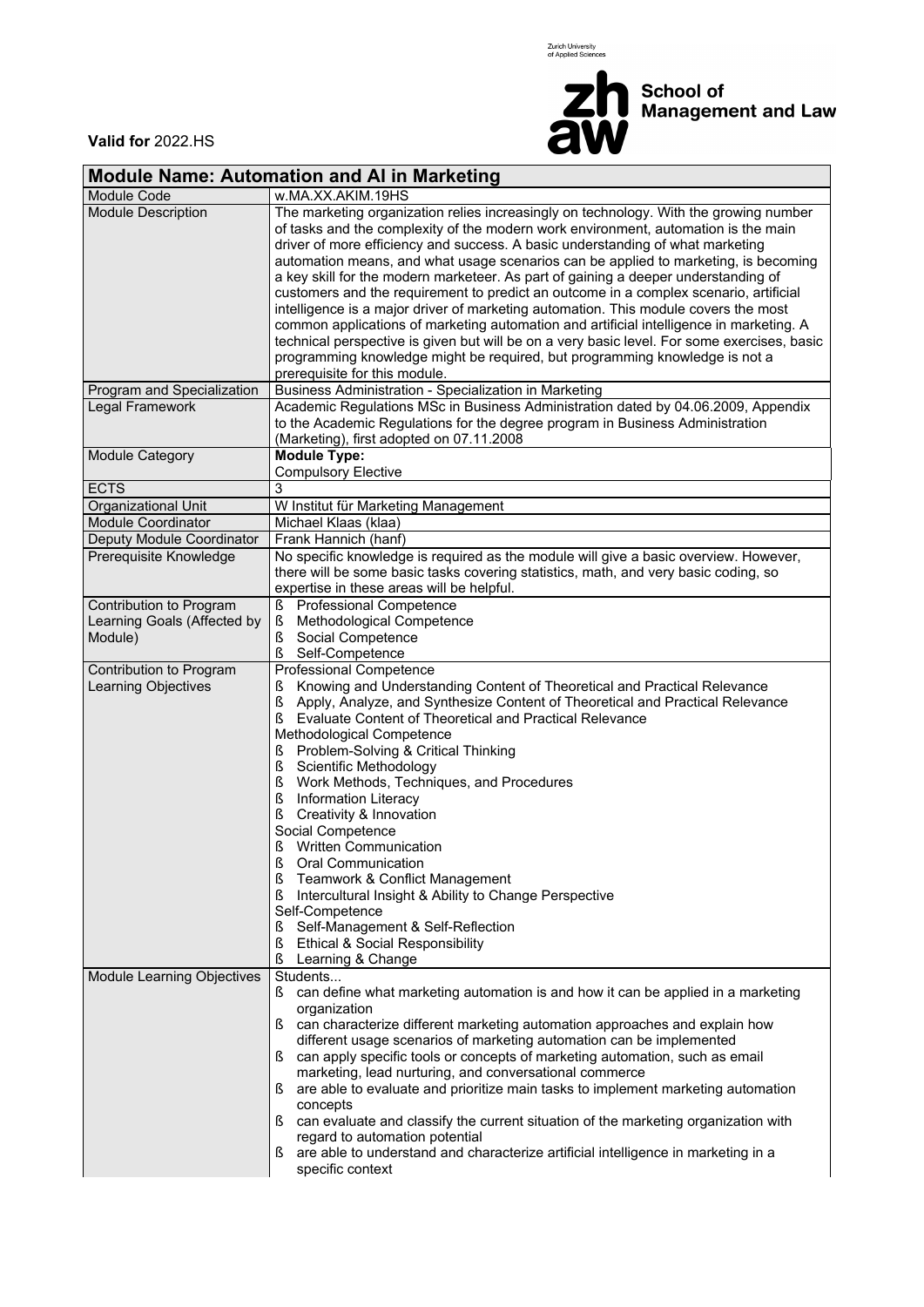Zurich University of Applied Sciences

zh aw School of Management and Law

**Valid for** 2022.HS

| **Module Name: Automation and AI in Marketing** | |
|---|---|
| Module Code | w.MA.XX.AKIM.19HS |
| Module Description | The marketing organization relies increasingly on technology. With the growing number of tasks and the complexity of the modern work environment, automation is the main driver of more efficiency and success. A basic understanding of what marketing automation means, and what usage scenarios can be applied to marketing, is becoming a key skill for the modern marketeer. As part of gaining a deeper understanding of customers and the requirement to predict an outcome in a complex scenario, artificial intelligence is a major driver of marketing automation. This module covers the most common applications of marketing automation and artificial intelligence in marketing. A technical perspective is given but will be on a very basic level. For some exercises, basic programming knowledge might be required, but programming knowledge is not a prerequisite for this module. |
| Program and Specialization | Business Administration - Specialization in Marketing |
| Legal Framework | Academic Regulations MSc in Business Administration dated by 04.06.2009, Appendix to the Academic Regulations for the degree program in Business Administration (Marketing), first adopted on 07.11.2008 |
| Module Category | **Module Type:**<br>Compulsory Elective |
| ECTS | 3 |
| Organizational Unit | W Institut für Marketing Management |
| Module Coordinator | Michael Klaas (klaa) |
| Deputy Module Coordinator | Frank Hannich (hanf) |
| Prerequisite Knowledge | No specific knowledge is required as the module will give a basic overview. However, there will be some basic tasks covering statistics, math, and very basic coding, so expertise in these areas will be helpful. |
| Contribution to Program Learning Goals (Affected by Module) | ß Professional Competence<br>ß Methodological Competence<br>ß Social Competence<br>ß Self-Competence |
| Contribution to Program Learning Objectives | Professional Competence<br>ß Knowing and Understanding Content of Theoretical and Practical Relevance<br>ß Apply, Analyze, and Synthesize Content of Theoretical and Practical Relevance<br>ß Evaluate Content of Theoretical and Practical Relevance<br>Methodological Competence<br>ß Problem-Solving & Critical Thinking<br>ß Scientific Methodology<br>ß Work Methods, Techniques, and Procedures<br>ß Information Literacy<br>ß Creativity & Innovation<br>Social Competence<br>ß Written Communication<br>ß Oral Communication<br>ß Teamwork & Conflict Management<br>ß Intercultural Insight & Ability to Change Perspective<br>Self-Competence<br>ß Self-Management & Self-Reflection<br>ß Ethical & Social Responsibility<br>ß Learning & Change |
| Module Learning Objectives | Students...<br>ß can define what marketing automation is and how it can be applied in a marketing organization<br>ß can characterize different marketing automation approaches and explain how different usage scenarios of marketing automation can be implemented<br>ß can apply specific tools or concepts of marketing automation, such as email marketing, lead nurturing, and conversational commerce<br>ß are able to evaluate and prioritize main tasks to implement marketing automation concepts<br>ß can evaluate and classify the current situation of the marketing organization with regard to automation potential<br>ß are able to understand and characterize artificial intelligence in marketing in a specific context |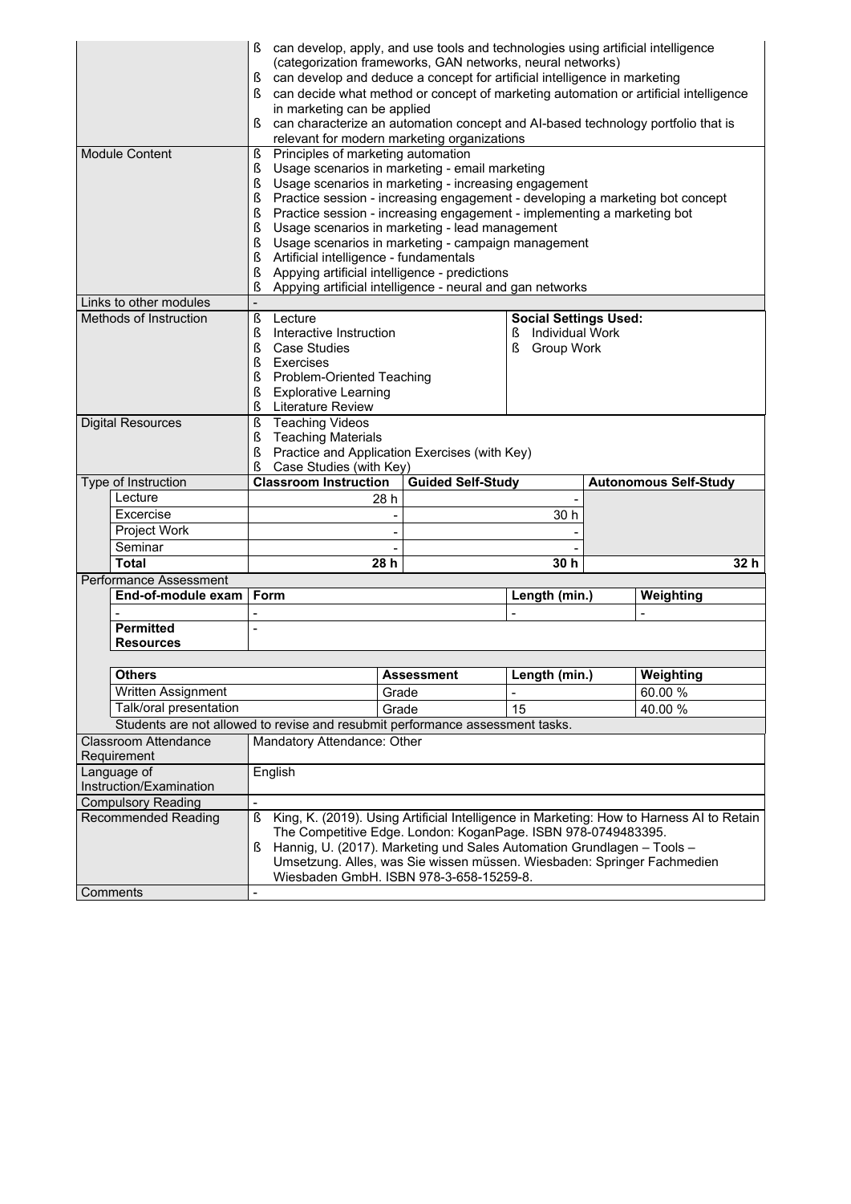| | |
|---|---|
| | ß can develop, apply, and use tools and technologies using artificial intelligence (categorization frameworks, GAN networks, neural networks)<br>ß can develop and deduce a concept for artificial intelligence in marketing<br>ß can decide what method or concept of marketing automation or artificial intelligence in marketing can be applied<br>ß can characterize an automation concept and AI-based technology portfolio that is relevant for modern marketing organizations |
| Module Content | ß Principles of marketing automation<br>ß Usage scenarios in marketing - email marketing<br>ß Usage scenarios in marketing - increasing engagement<br>ß Practice session - increasing engagement - developing a marketing bot concept<br>ß Practice session - increasing engagement - implementing a marketing bot<br>ß Usage scenarios in marketing - lead management<br>ß Usage scenarios in marketing - campaign management<br>ß Artificial intelligence - fundamentals<br>ß Appying artificial intelligence - predictions<br>ß Appying artificial intelligence - neural and gan networks |
| Links to other modules | - |
| Methods of Instruction | ß Lecture<br>ß Interactive Instruction<br>ß Case Studies<br>ß Exercises<br>ß Problem-Oriented Teaching<br>ß Explorative Learning<br>ß Literature Review<br><br>**Social Settings Used:**<br>ß Individual Work<br>ß Group Work |
| Digital Resources | ß Teaching Videos<br>ß Teaching Materials<br>ß Practice and Application Exercises (with Key)<br>ß Case Studies (with Key) |

| Type of Instruction | Classroom Instruction | Guided Self-Study | Autonomous Self-Study |
|---|---|---|---|
| Lecture | 28 h | - | |
| Excercise | - | 30 h | |
| Project Work | - | - | |
| Seminar | - | - | |
| **Total** | **28 h** | **30 h** | **32 h** |

**Performance Assessment**

| End-of-module exam | Form | Length (min.) | Weighting |
|---|---|---|---|
| - | - | - | - |
| **Permitted Resources** | - | | |

| Others | Assessment | Length (min.) | Weighting |
|---|---|---|---|
| Written Assignment | Grade | - | 60.00 % |
| Talk/oral presentation | Grade | 15 | 40.00 % |

Students are not allowed to revise and resubmit performance assessment tasks.

| | |
|---|---|
| Classroom Attendance Requirement | Mandatory Attendance: Other |
| Language of Instruction/Examination | English |
| Compulsory Reading | - |
| Recommended Reading | ß King, K. (2019). Using Artificial Intelligence in Marketing: How to Harness AI to Retain The Competitive Edge. London: KoganPage. ISBN 978-0749483395.<br>ß Hannig, U. (2017). Marketing und Sales Automation Grundlagen – Tools – Umsetzung. Alles, was Sie wissen müssen. Wiesbaden: Springer Fachmedien Wiesbaden GmbH. ISBN 978-3-658-15259-8. |
| Comments | - |